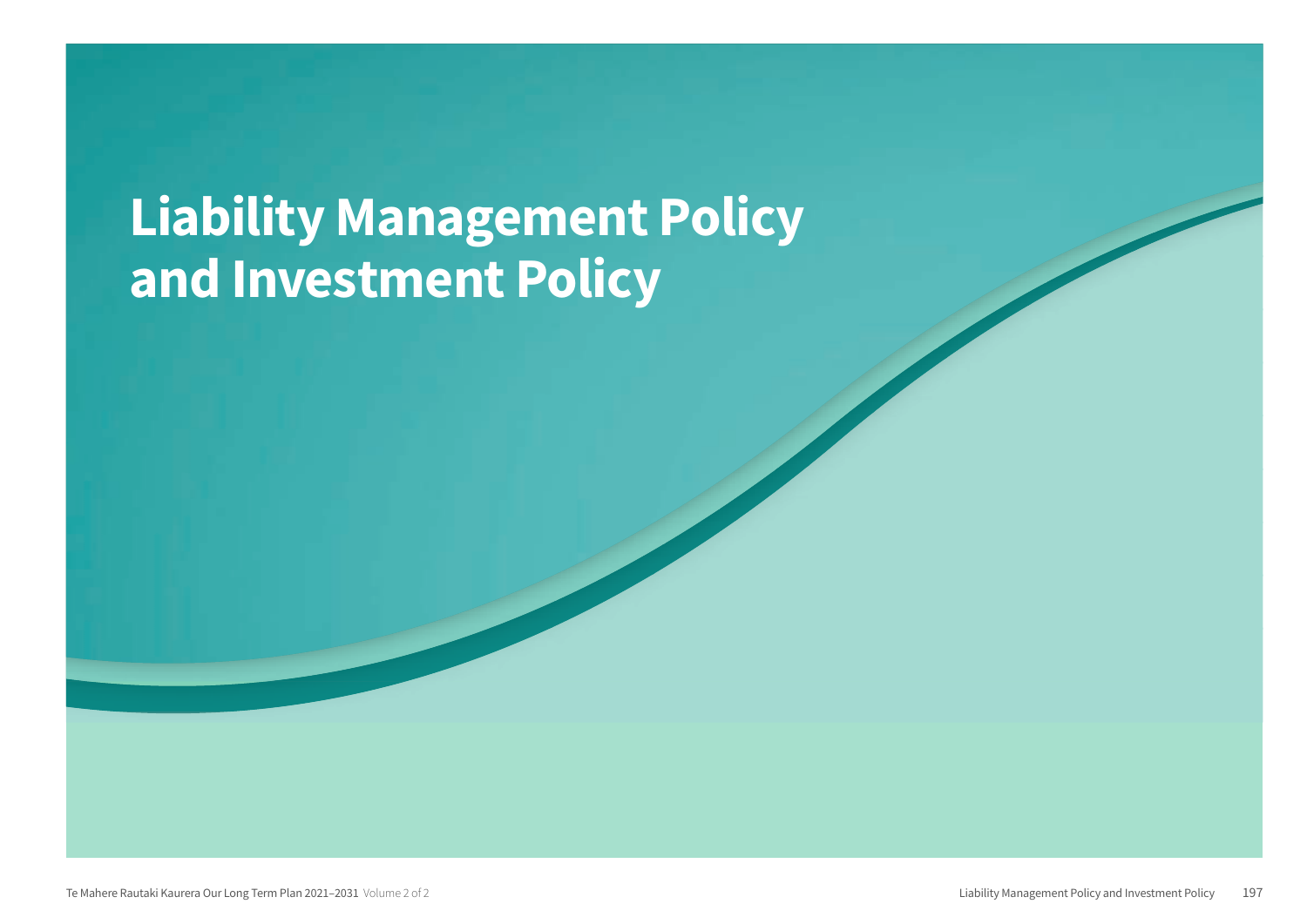# Liability Management Policy and Investment Policy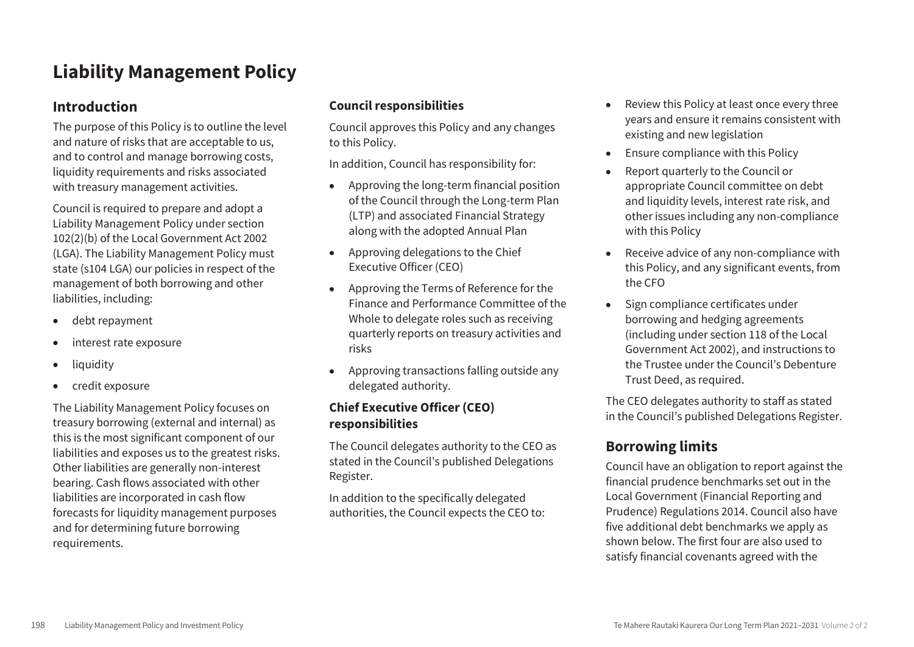# Liability Management Policy

## Introduction

The purpose of this Policy is to outline the level and nature of risks that are acceptable to us, and to control and manage borrowing costs, liquidity requirements and risks associated with treasury management activities.

Council is required to prepare and adopt a Liability Management Policy under section 102(2)(b) of the Local Government Act 2002 (LGA). The Liability Management Policy must state (s104 LGA) our policies in respect of the management of both borrowing and other liabilities, including:

- debt repayment
- interest rate exposure
- liquidity
- credit exposure

The Liability Management Policy focuses on treasury borrowing (external and internal) as this is the most significant component of our liabilities and exposes us to the greatest risks. Other liabilities are generally non-interest bearing. Cash flows associated with other liabilities are incorporated in cash flow forecasts for liquidity management purposes and for determining future borrowing requirements.

### Council responsibilities

Council approves this Policy and any changes to this Policy.

In addition, Council has responsibility for:

- Approving the long-term financial position of the Council through the Long-term Plan (LTP) and associated Financial Strategy along with the adopted Annual Plan
- Approving delegations to the Chief Executive Officer (CEO)
- Approving the Terms of Reference for the Finance and Performance Committee of the Whole to delegate roles such as receiving quarterly reports on treasury activities and risks
- Approving transactions falling outside any delegated authority.

### Chief Executive Officer (CEO) responsibilities

The Council delegates authority to the CEO as stated in the Council's published Delegations Register.

In addition to the specifically delegated authorities, the Council expects the CEO to:

- Review this Policy at least once every three years and ensure it remains consistent with existing and new legislation
- Ensure compliance with this Policy
- Report quarterly to the Council or appropriate Council committee on debt and liquidity levels, interest rate risk, and other issues including any non-compliance with this Policy
- Receive advice of any non-compliance with this Policy, and any significant events, from the CFO
- Sign compliance certificates under borrowing and hedging agreements (including under section 118 of the Local Government Act 2002), and instructions to the Trustee under the Council's Debenture Trust Deed, as required.

The CEO delegates authority to staff as stated in the Council's published Delegations Register.

## Borrowing limits

Council have an obligation to report against the financial prudence benchmarks set out in the Local Government (Financial Reporting and Prudence) Regulations 2014. Council also have five additional debt benchmarks we apply as shown below. The first four are also used to satisfy financial covenants agreed with the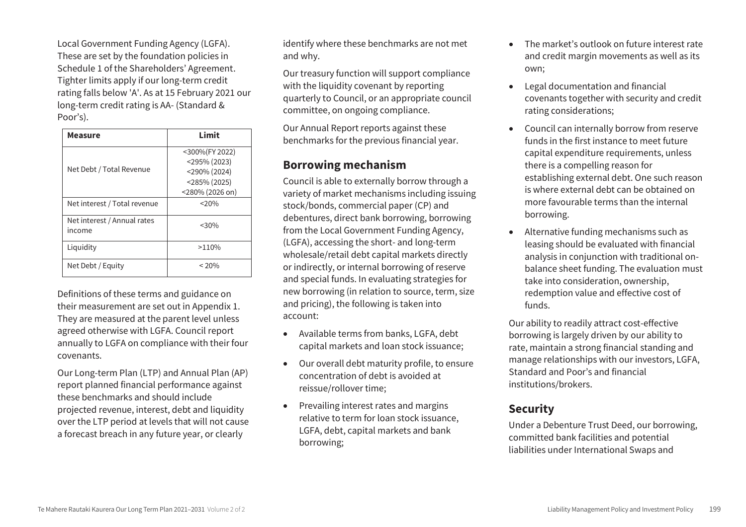Local Government Funding Agency (LGFA). These are set by the foundation policies in Schedule 1 of the Shareholders' Agreement. Tighter limits apply if our long-term credit rating falls below 'A'. As at 15 February 2021 our long-term credit rating is AA- (Standard & Poor's).

| Measure | Limit |
|---|---|
| Net Debt / Total Revenue | <300%(FY 2022)<br><295% (2023)<br><290% (2024)<br><285% (2025)<br><280% (2026 on) |
| Net interest / Total revenue | <20% |
| Net interest / Annual rates income | <30% |
| Liquidity | >110% |
| Net Debt / Equity | < 20% |

Definitions of these terms and guidance on their measurement are set out in Appendix 1. They are measured at the parent level unless agreed otherwise with LGFA. Council report annually to LGFA on compliance with their four covenants.

Our Long-term Plan (LTP) and Annual Plan (AP) report planned financial performance against these benchmarks and should include projected revenue, interest, debt and liquidity over the LTP period at levels that will not cause a forecast breach in any future year, or clearly identify where these benchmarks are not met and why.

Our treasury function will support compliance with the liquidity covenant by reporting quarterly to Council, or an appropriate council committee, on ongoing compliance.

Our Annual Report reports against these benchmarks for the previous financial year.

## Borrowing mechanism

Council is able to externally borrow through a variety of market mechanisms including issuing stock/bonds, commercial paper (CP) and debentures, direct bank borrowing, borrowing from the Local Government Funding Agency, (LGFA), accessing the short- and long-term wholesale/retail debt capital markets directly or indirectly, or internal borrowing of reserve and special funds. In evaluating strategies for new borrowing (in relation to source, term, size and pricing), the following is taken into account:

- Available terms from banks, LGFA, debt capital markets and loan stock issuance;
- Our overall debt maturity profile, to ensure concentration of debt is avoided at reissue/rollover time;
- Prevailing interest rates and margins relative to term for loan stock issuance, LGFA, debt, capital markets and bank borrowing;
- The market's outlook on future interest rate and credit margin movements as well as its own;
- Legal documentation and financial covenants together with security and credit rating considerations;
- Council can internally borrow from reserve funds in the first instance to meet future capital expenditure requirements, unless there is a compelling reason for establishing external debt. One such reason is where external debt can be obtained on more favourable terms than the internal borrowing.
- Alternative funding mechanisms such as leasing should be evaluated with financial analysis in conjunction with traditional on-balance sheet funding. The evaluation must take into consideration, ownership, redemption value and effective cost of funds.

Our ability to readily attract cost-effective borrowing is largely driven by our ability to rate, maintain a strong financial standing and manage relationships with our investors, LGFA, Standard and Poor's and financial institutions/brokers.

## Security

Under a Debenture Trust Deed, our borrowing, committed bank facilities and potential liabilities under International Swaps and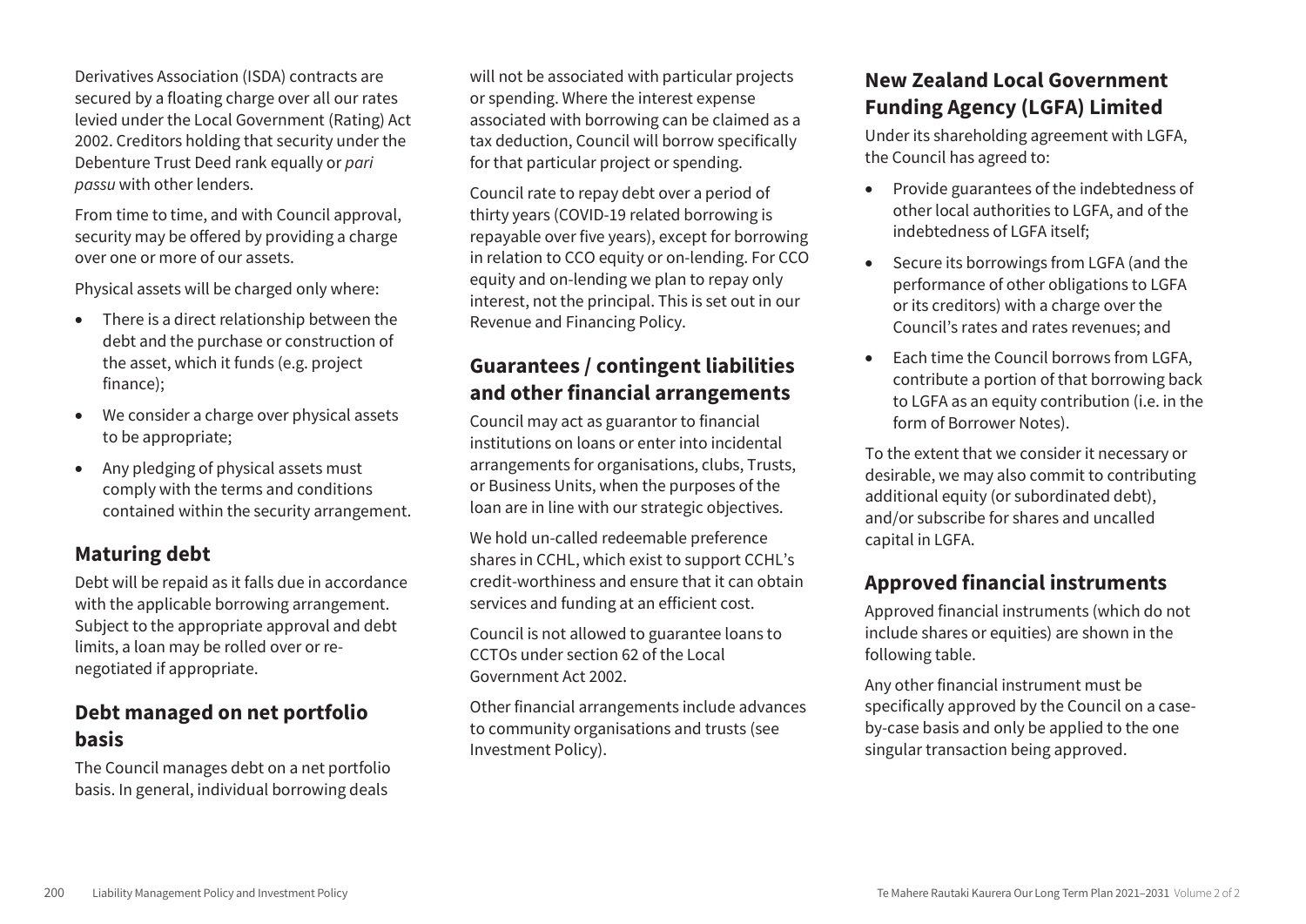Derivatives Association (ISDA) contracts are secured by a floating charge over all our rates levied under the Local Government (Rating) Act 2002. Creditors holding that security under the Debenture Trust Deed rank equally or *pari passu* with other lenders.

From time to time, and with Council approval, security may be offered by providing a charge over one or more of our assets.

Physical assets will be charged only where:

- There is a direct relationship between the debt and the purchase or construction of the asset, which it funds (e.g. project finance);
- We consider a charge over physical assets to be appropriate;
- Any pledging of physical assets must comply with the terms and conditions contained within the security arrangement.

## Maturing debt

Debt will be repaid as it falls due in accordance with the applicable borrowing arrangement. Subject to the appropriate approval and debt limits, a loan may be rolled over or re-negotiated if appropriate.

## Debt managed on net portfolio basis

The Council manages debt on a net portfolio basis. In general, individual borrowing deals will not be associated with particular projects or spending. Where the interest expense associated with borrowing can be claimed as a tax deduction, Council will borrow specifically for that particular project or spending.

Council rate to repay debt over a period of thirty years (COVID-19 related borrowing is repayable over five years), except for borrowing in relation to CCO equity or on-lending. For CCO equity and on-lending we plan to repay only interest, not the principal. This is set out in our Revenue and Financing Policy.

## Guarantees / contingent liabilities and other financial arrangements

Council may act as guarantor to financial institutions on loans or enter into incidental arrangements for organisations, clubs, Trusts, or Business Units, when the purposes of the loan are in line with our strategic objectives.

We hold un-called redeemable preference shares in CCHL, which exist to support CCHL's credit-worthiness and ensure that it can obtain services and funding at an efficient cost.

Council is not allowed to guarantee loans to CCTOs under section 62 of the Local Government Act 2002.

Other financial arrangements include advances to community organisations and trusts (see Investment Policy).

## New Zealand Local Government Funding Agency (LGFA) Limited

Under its shareholding agreement with LGFA, the Council has agreed to:

- Provide guarantees of the indebtedness of other local authorities to LGFA, and of the indebtedness of LGFA itself;
- Secure its borrowings from LGFA (and the performance of other obligations to LGFA or its creditors) with a charge over the Council's rates and rates revenues; and
- Each time the Council borrows from LGFA, contribute a portion of that borrowing back to LGFA as an equity contribution (i.e. in the form of Borrower Notes).

To the extent that we consider it necessary or desirable, we may also commit to contributing additional equity (or subordinated debt), and/or subscribe for shares and uncalled capital in LGFA.

## Approved financial instruments

Approved financial instruments (which do not include shares or equities) are shown in the following table.

Any other financial instrument must be specifically approved by the Council on a case-by-case basis and only be applied to the one singular transaction being approved.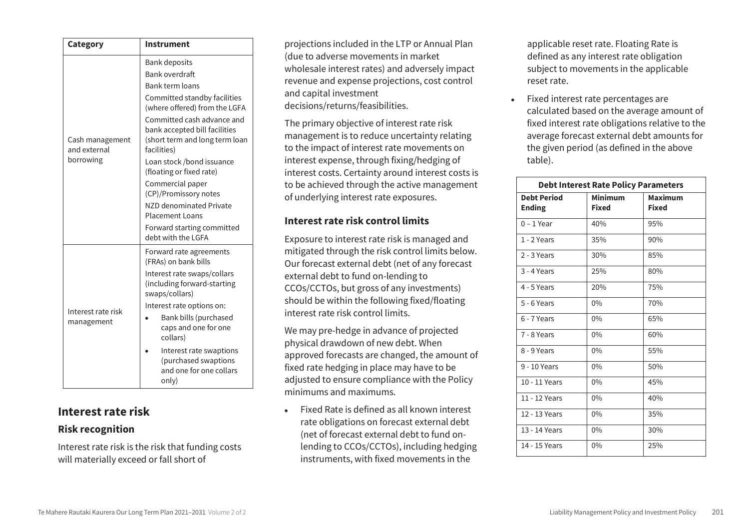| Category | Instrument |
|---|---|
| Cash management and external borrowing | Bank deposits<br>Bank overdraft<br>Bank term loans<br>Committed standby facilities (where offered) from the LGFA<br>Committed cash advance and bank accepted bill facilities (short term and long term loan facilities)<br>Loan stock /bond issuance (floating or fixed rate)<br>Commercial paper (CP)/Promissory notes<br>NZD denominated Private Placement Loans<br>Forward starting committed debt with the LGFA |
| Interest rate risk management | Forward rate agreements (FRAs) on bank bills<br>Interest rate swaps/collars (including forward-starting swaps/collars)<br>Interest rate options on:<br>• Bank bills (purchased caps and one for one collars)<br>• Interest rate swaptions (purchased swaptions and one for one collars only) |

## Interest rate risk

### Risk recognition

Interest rate risk is the risk that funding costs will materially exceed or fall short of projections included in the LTP or Annual Plan (due to adverse movements in market wholesale interest rates) and adversely impact revenue and expense projections, cost control and capital investment decisions/returns/feasibilities.

The primary objective of interest rate risk management is to reduce uncertainty relating to the impact of interest rate movements on interest expense, through fixing/hedging of interest costs. Certainty around interest costs is to be achieved through the active management of underlying interest rate exposures.

### Interest rate risk control limits

Exposure to interest rate risk is managed and mitigated through the risk control limits below. Our forecast external debt (net of any forecast external debt to fund on-lending to CCOs/CCTOs, but gross of any investments) should be within the following fixed/floating interest rate risk control limits.

We may pre-hedge in advance of projected physical drawdown of new debt. When approved forecasts are changed, the amount of fixed rate hedging in place may have to be adjusted to ensure compliance with the Policy minimums and maximums.

- Fixed Rate is defined as all known interest rate obligations on forecast external debt (net of forecast external debt to fund on-lending to CCOs/CCTOs), including hedging instruments, with fixed movements in the applicable reset rate. Floating Rate is defined as any interest rate obligation subject to movements in the applicable reset rate.
- Fixed interest rate percentages are calculated based on the average amount of fixed interest rate obligations relative to the average forecast external debt amounts for the given period (as defined in the above table).

| Debt Interest Rate Policy Parameters | | |
|---|---|---|
| **Debt Period Ending** | **Minimum Fixed** | **Maximum Fixed** |
| 0 – 1 Year | 40% | 95% |
| 1 - 2 Years | 35% | 90% |
| 2 - 3 Years | 30% | 85% |
| 3 - 4 Years | 25% | 80% |
| 4 - 5 Years | 20% | 75% |
| 5 - 6 Years | 0% | 70% |
| 6 - 7 Years | 0% | 65% |
| 7 - 8 Years | 0% | 60% |
| 8 - 9 Years | 0% | 55% |
| 9 - 10 Years | 0% | 50% |
| 10 - 11 Years | 0% | 45% |
| 11 - 12 Years | 0% | 40% |
| 12 - 13 Years | 0% | 35% |
| 13 - 14 Years | 0% | 30% |
| 14 - 15 Years | 0% | 25% |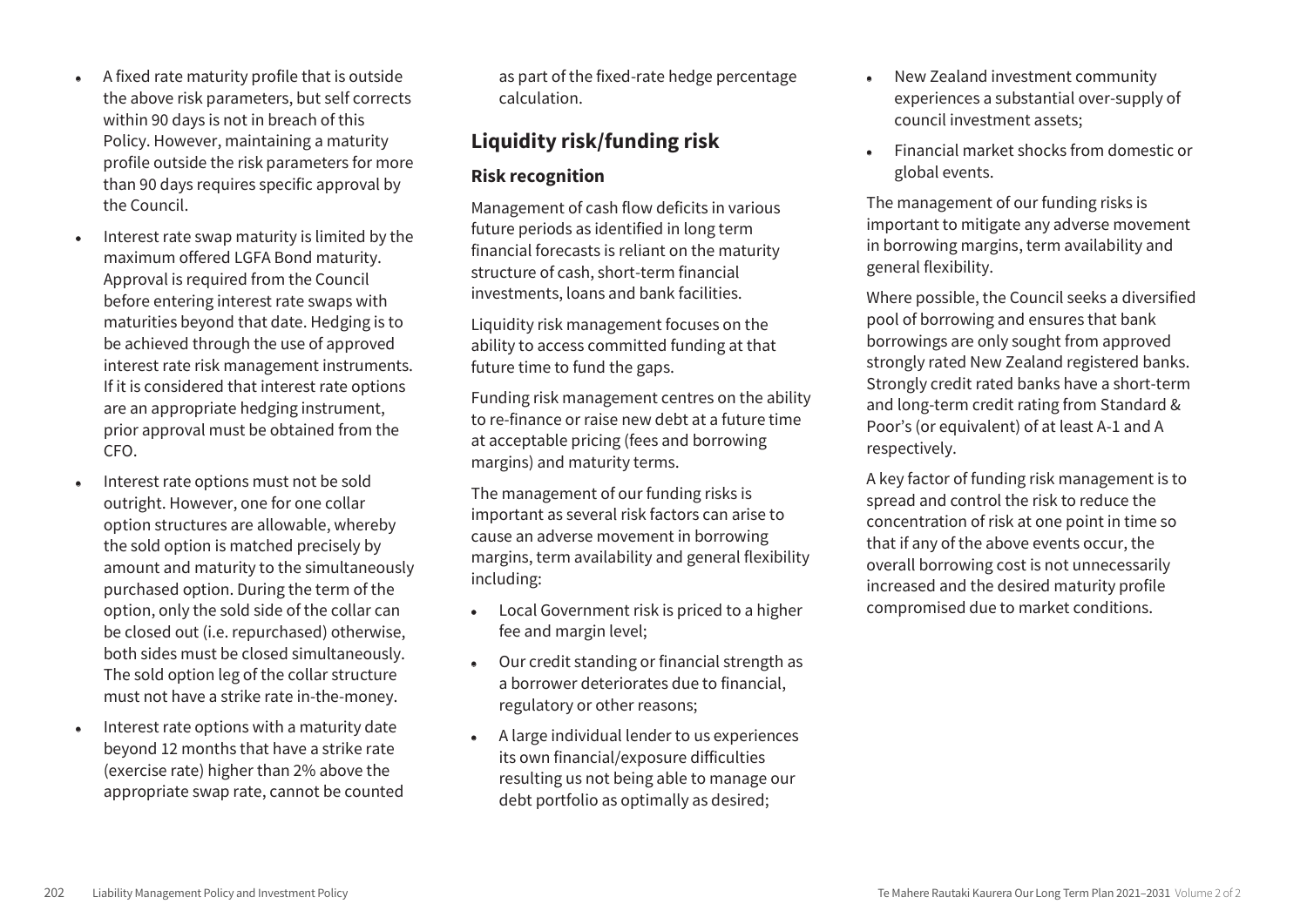- A fixed rate maturity profile that is outside the above risk parameters, but self corrects within 90 days is not in breach of this Policy. However, maintaining a maturity profile outside the risk parameters for more than 90 days requires specific approval by the Council.
- Interest rate swap maturity is limited by the maximum offered LGFA Bond maturity. Approval is required from the Council before entering interest rate swaps with maturities beyond that date. Hedging is to be achieved through the use of approved interest rate risk management instruments. If it is considered that interest rate options are an appropriate hedging instrument, prior approval must be obtained from the CFO.
- Interest rate options must not be sold outright. However, one for one collar option structures are allowable, whereby the sold option is matched precisely by amount and maturity to the simultaneously purchased option. During the term of the option, only the sold side of the collar can be closed out (i.e. repurchased) otherwise, both sides must be closed simultaneously. The sold option leg of the collar structure must not have a strike rate in-the-money.
- Interest rate options with a maturity date beyond 12 months that have a strike rate (exercise rate) higher than 2% above the appropriate swap rate, cannot be counted as part of the fixed-rate hedge percentage calculation.

## Liquidity risk/funding risk

### Risk recognition

Management of cash flow deficits in various future periods as identified in long term financial forecasts is reliant on the maturity structure of cash, short-term financial investments, loans and bank facilities.

Liquidity risk management focuses on the ability to access committed funding at that future time to fund the gaps.

Funding risk management centres on the ability to re-finance or raise new debt at a future time at acceptable pricing (fees and borrowing margins) and maturity terms.

The management of our funding risks is important as several risk factors can arise to cause an adverse movement in borrowing margins, term availability and general flexibility including:

- Local Government risk is priced to a higher fee and margin level;
- Our credit standing or financial strength as a borrower deteriorates due to financial, regulatory or other reasons;
- A large individual lender to us experiences its own financial/exposure difficulties resulting us not being able to manage our debt portfolio as optimally as desired;
- New Zealand investment community experiences a substantial over-supply of council investment assets;
- Financial market shocks from domestic or global events.

The management of our funding risks is important to mitigate any adverse movement in borrowing margins, term availability and general flexibility.

Where possible, the Council seeks a diversified pool of borrowing and ensures that bank borrowings are only sought from approved strongly rated New Zealand registered banks. Strongly credit rated banks have a short-term and long-term credit rating from Standard & Poor's (or equivalent) of at least A-1 and A respectively.

A key factor of funding risk management is to spread and control the risk to reduce the concentration of risk at one point in time so that if any of the above events occur, the overall borrowing cost is not unnecessarily increased and the desired maturity profile compromised due to market conditions.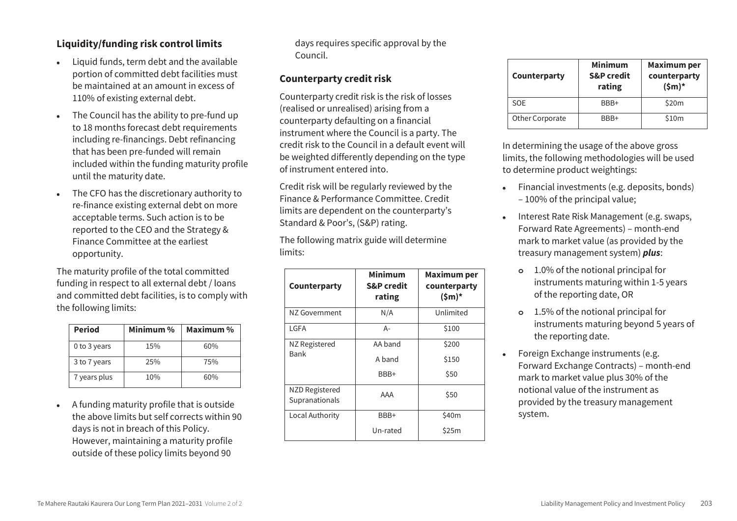### Liquidity/funding risk control limits

- Liquid funds, term debt and the available portion of committed debt facilities must be maintained at an amount in excess of 110% of existing external debt.
- The Council has the ability to pre-fund up to 18 months forecast debt requirements including re-financings. Debt refinancing that has been pre-funded will remain included within the funding maturity profile until the maturity date.
- The CFO has the discretionary authority to re-finance existing external debt on more acceptable terms. Such action is to be reported to the CEO and the Strategy & Finance Committee at the earliest opportunity.

The maturity profile of the total committed funding in respect to all external debt / loans and committed debt facilities, is to comply with the following limits:

| Period | Minimum % | Maximum % |
|---|---|---|
| 0 to 3 years | 15% | 60% |
| 3 to 7 years | 25% | 75% |
| 7 years plus | 10% | 60% |

- A funding maturity profile that is outside the above limits but self corrects within 90 days is not in breach of this Policy. However, maintaining a maturity profile outside of these policy limits beyond 90 days requires specific approval by the Council.

### Counterparty credit risk

Counterparty credit risk is the risk of losses (realised or unrealised) arising from a counterparty defaulting on a financial instrument where the Council is a party. The credit risk to the Council in a default event will be weighted differently depending on the type of instrument entered into.

Credit risk will be regularly reviewed by the Finance & Performance Committee. Credit limits are dependent on the counterparty's Standard & Poor's, (S&P) rating.

The following matrix guide will determine limits:

| Counterparty | Minimum S&P credit rating | Maximum per counterparty ($m)* |
|---|---|---|
| NZ Government | N/A | Unlimited |
| LGFA | A- | $100 |
| NZ Registered Bank | AA band | $200 |
| | A band | $150 |
| | BBB+ | $50 |
| NZD Registered Supranationals | AAA | $50 |
| Local Authority | BBB+ | $40m |
| | Un-rated | $25m |
| SOE | BBB+ | $20m |
| Other Corporate | BBB+ | $10m |

In determining the usage of the above gross limits, the following methodologies will be used to determine product weightings:

- Financial investments (e.g. deposits, bonds) – 100% of the principal value;
- Interest Rate Risk Management (e.g. swaps, Forward Rate Agreements) – month-end mark to market value (as provided by the treasury management system) ***plus***:
  - 1.0% of the notional principal for instruments maturing within 1-5 years of the reporting date, OR
  - 1.5% of the notional principal for instruments maturing beyond 5 years of the reporting date.
- Foreign Exchange instruments (e.g. Forward Exchange Contracts) – month-end mark to market value plus 30% of the notional value of the instrument as provided by the treasury management system.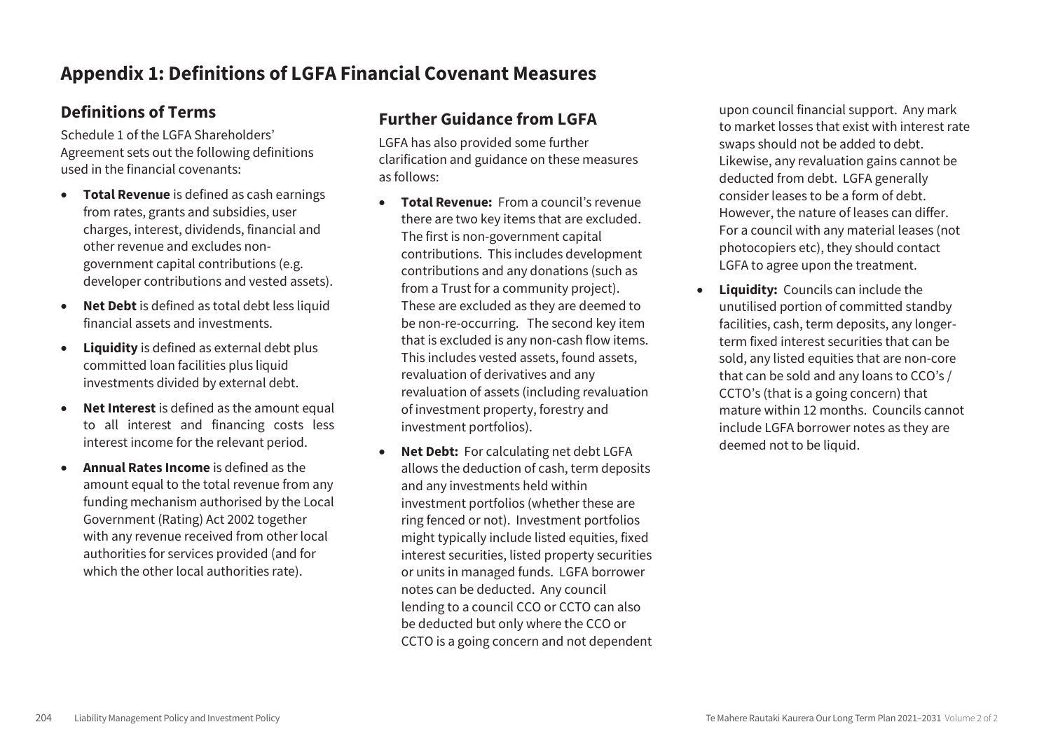# Appendix 1: Definitions of LGFA Financial Covenant Measures

## Definitions of Terms

Schedule 1 of the LGFA Shareholders' Agreement sets out the following definitions used in the financial covenants:

- **Total Revenue** is defined as cash earnings from rates, grants and subsidies, user charges, interest, dividends, financial and other revenue and excludes non-government capital contributions (e.g. developer contributions and vested assets).
- **Net Debt** is defined as total debt less liquid financial assets and investments.
- **Liquidity** is defined as external debt plus committed loan facilities plus liquid investments divided by external debt.
- **Net Interest** is defined as the amount equal to all interest and financing costs less interest income for the relevant period.
- **Annual Rates Income** is defined as the amount equal to the total revenue from any funding mechanism authorised by the Local Government (Rating) Act 2002 together with any revenue received from other local authorities for services provided (and for which the other local authorities rate).

## Further Guidance from LGFA

LGFA has also provided some further clarification and guidance on these measures as follows:

- **Total Revenue:** From a council's revenue there are two key items that are excluded. The first is non-government capital contributions. This includes development contributions and any donations (such as from a Trust for a community project). These are excluded as they are deemed to be non-re-occurring. The second key item that is excluded is any non-cash flow items. This includes vested assets, found assets, revaluation of derivatives and any revaluation of assets (including revaluation of investment property, forestry and investment portfolios).
- **Net Debt:** For calculating net debt LGFA allows the deduction of cash, term deposits and any investments held within investment portfolios (whether these are ring fenced or not). Investment portfolios might typically include listed equities, fixed interest securities, listed property securities or units in managed funds. LGFA borrower notes can be deducted. Any council lending to a council CCO or CCTO can also be deducted but only where the CCO or CCTO is a going concern and not dependent upon council financial support. Any mark to market losses that exist with interest rate swaps should not be added to debt. Likewise, any revaluation gains cannot be deducted from debt. LGFA generally consider leases to be a form of debt. However, the nature of leases can differ. For a council with any material leases (not photocopiers etc), they should contact LGFA to agree upon the treatment.
- **Liquidity:** Councils can include the unutilised portion of committed standby facilities, cash, term deposits, any longer-term fixed interest securities that can be sold, any listed equities that are non-core that can be sold and any loans to CCO's / CCTO's (that is a going concern) that mature within 12 months. Councils cannot include LGFA borrower notes as they are deemed not to be liquid.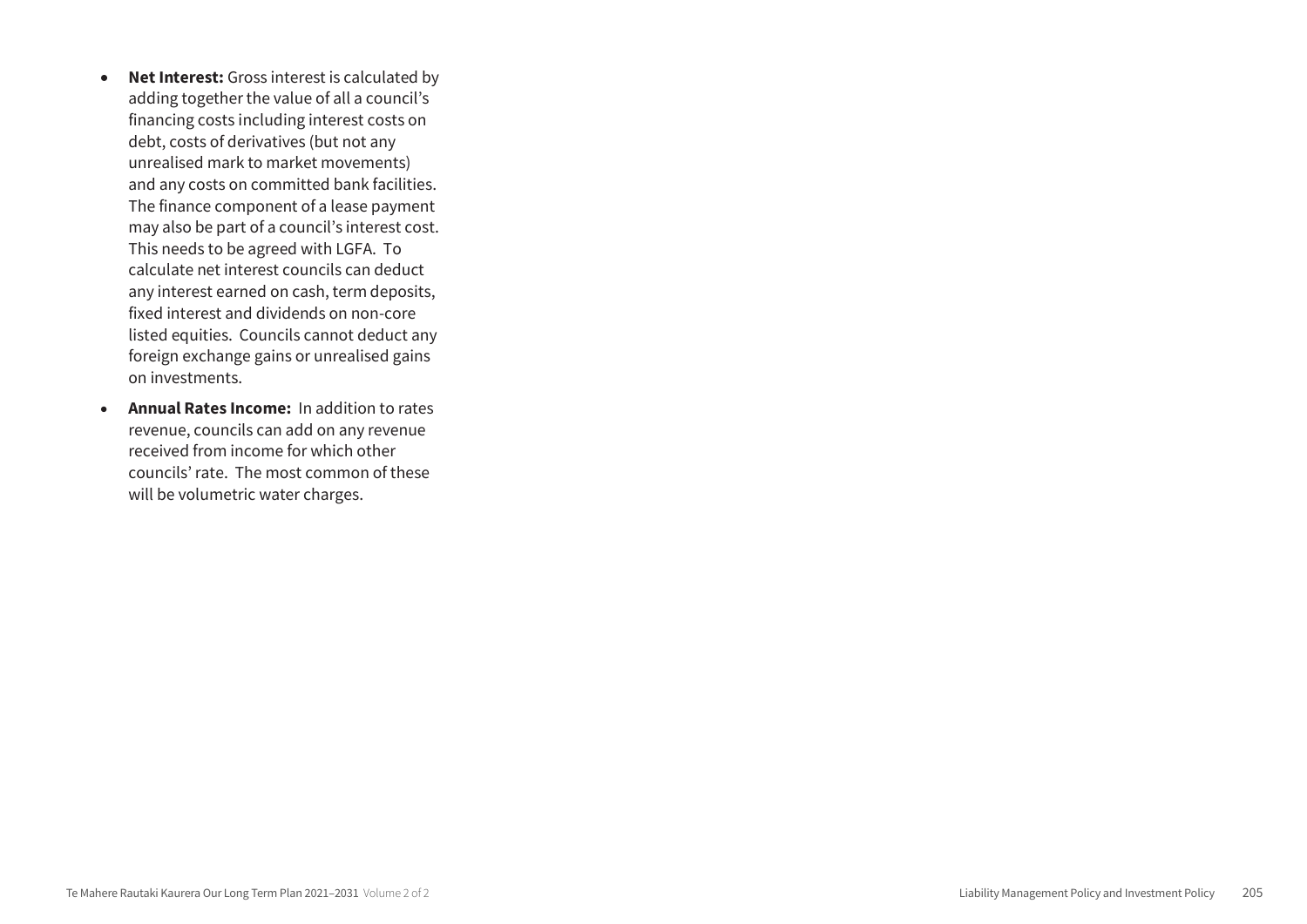- **Net Interest:** Gross interest is calculated by adding together the value of all a council's financing costs including interest costs on debt, costs of derivatives (but not any unrealised mark to market movements) and any costs on committed bank facilities. The finance component of a lease payment may also be part of a council's interest cost. This needs to be agreed with LGFA. To calculate net interest councils can deduct any interest earned on cash, term deposits, fixed interest and dividends on non-core listed equities. Councils cannot deduct any foreign exchange gains or unrealised gains on investments.
- **Annual Rates Income:** In addition to rates revenue, councils can add on any revenue received from income for which other councils' rate. The most common of these will be volumetric water charges.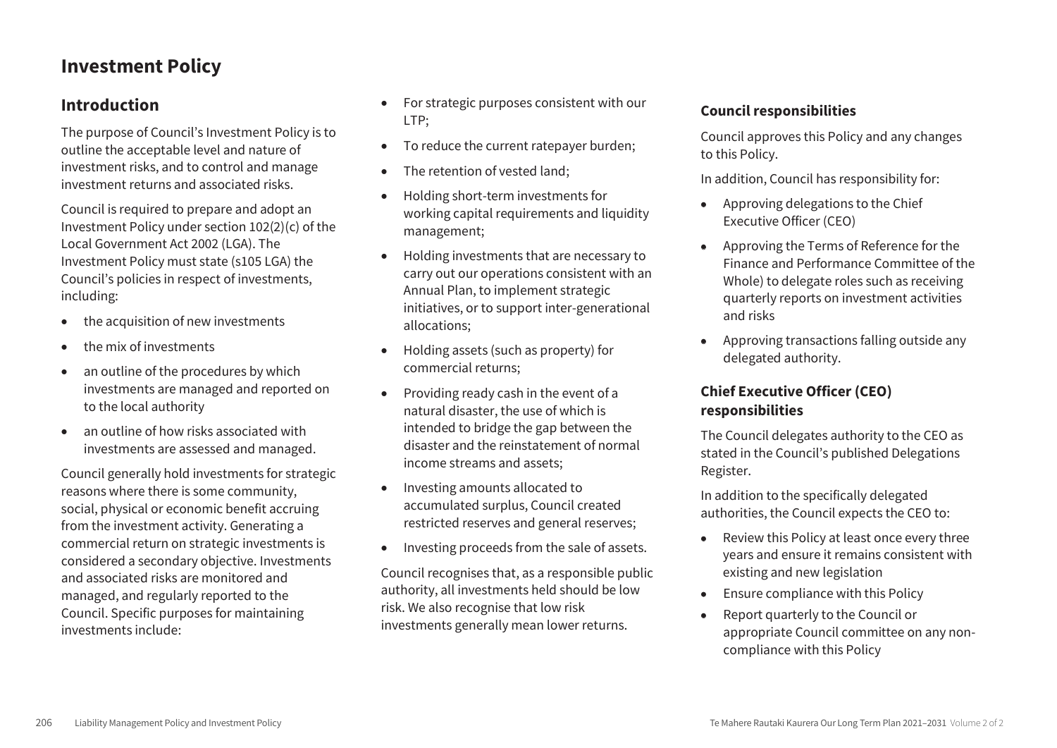# Investment Policy

## Introduction

The purpose of Council's Investment Policy is to outline the acceptable level and nature of investment risks, and to control and manage investment returns and associated risks.

Council is required to prepare and adopt an Investment Policy under section 102(2)(c) of the Local Government Act 2002 (LGA). The Investment Policy must state (s105 LGA) the Council's policies in respect of investments, including:

- the acquisition of new investments
- the mix of investments
- an outline of the procedures by which investments are managed and reported on to the local authority
- an outline of how risks associated with investments are assessed and managed.

Council generally hold investments for strategic reasons where there is some community, social, physical or economic benefit accruing from the investment activity. Generating a commercial return on strategic investments is considered a secondary objective. Investments and associated risks are monitored and managed, and regularly reported to the Council. Specific purposes for maintaining investments include:

- For strategic purposes consistent with our LTP;
- To reduce the current ratepayer burden;
- The retention of vested land;
- Holding short-term investments for working capital requirements and liquidity management;
- Holding investments that are necessary to carry out our operations consistent with an Annual Plan, to implement strategic initiatives, or to support inter-generational allocations;
- Holding assets (such as property) for commercial returns;
- Providing ready cash in the event of a natural disaster, the use of which is intended to bridge the gap between the disaster and the reinstatement of normal income streams and assets;
- Investing amounts allocated to accumulated surplus, Council created restricted reserves and general reserves;
- Investing proceeds from the sale of assets.

Council recognises that, as a responsible public authority, all investments held should be low risk. We also recognise that low risk investments generally mean lower returns.

### Council responsibilities

Council approves this Policy and any changes to this Policy.

In addition, Council has responsibility for:

- Approving delegations to the Chief Executive Officer (CEO)
- Approving the Terms of Reference for the Finance and Performance Committee of the Whole) to delegate roles such as receiving quarterly reports on investment activities and risks
- Approving transactions falling outside any delegated authority.

### Chief Executive Officer (CEO) responsibilities

The Council delegates authority to the CEO as stated in the Council's published Delegations Register.

In addition to the specifically delegated authorities, the Council expects the CEO to:

- Review this Policy at least once every three years and ensure it remains consistent with existing and new legislation
- Ensure compliance with this Policy
- Report quarterly to the Council or appropriate Council committee on any non-compliance with this Policy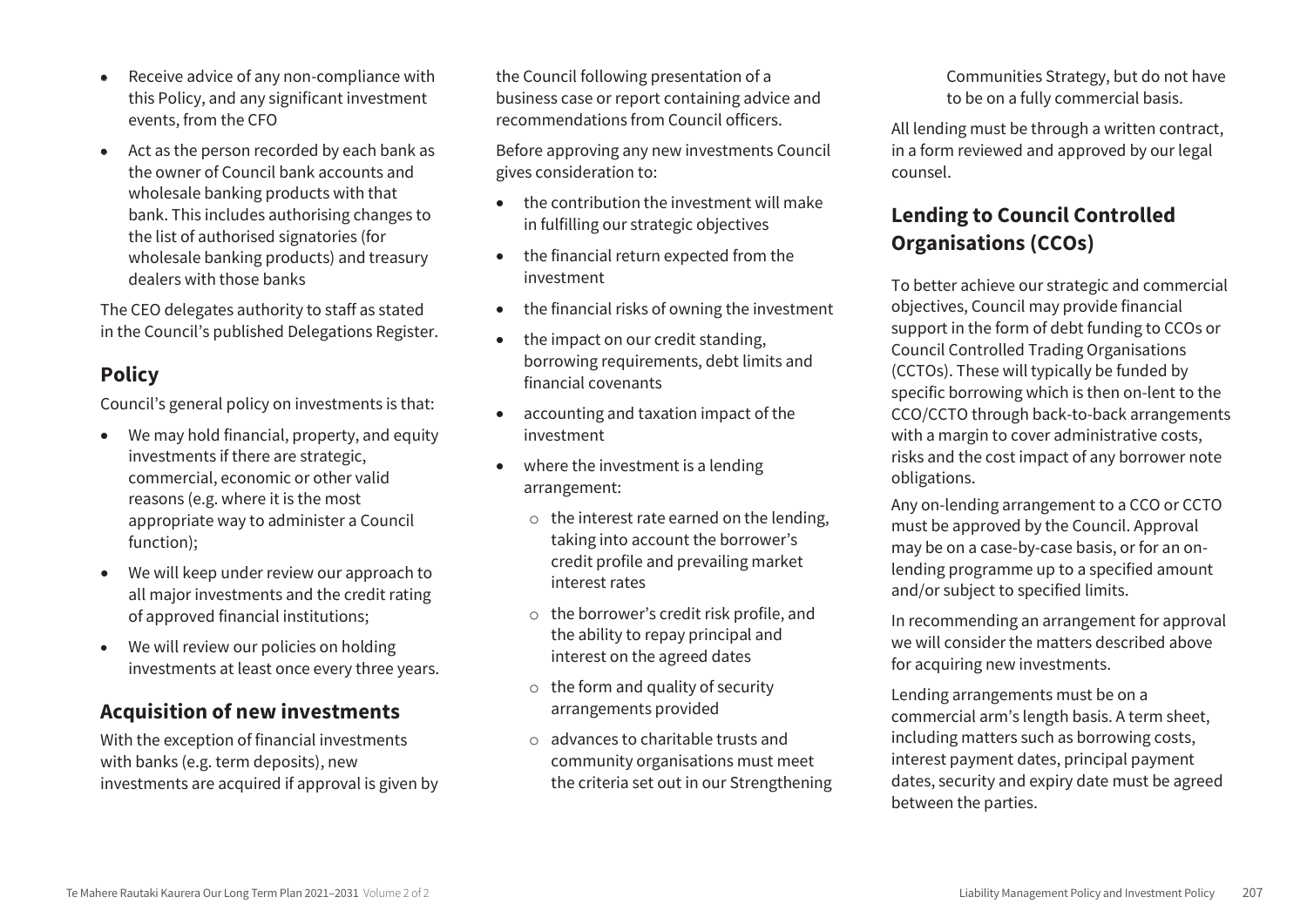- Receive advice of any non-compliance with this Policy, and any significant investment events, from the CFO
- Act as the person recorded by each bank as the owner of Council bank accounts and wholesale banking products with that bank. This includes authorising changes to the list of authorised signatories (for wholesale banking products) and treasury dealers with those banks

The CEO delegates authority to staff as stated in the Council's published Delegations Register.

## Policy

Council's general policy on investments is that:

- We may hold financial, property, and equity investments if there are strategic, commercial, economic or other valid reasons (e.g. where it is the most appropriate way to administer a Council function);
- We will keep under review our approach to all major investments and the credit rating of approved financial institutions;
- We will review our policies on holding investments at least once every three years.

## Acquisition of new investments

With the exception of financial investments with banks (e.g. term deposits), new investments are acquired if approval is given by the Council following presentation of a business case or report containing advice and recommendations from Council officers.

Before approving any new investments Council gives consideration to:

- the contribution the investment will make in fulfilling our strategic objectives
- the financial return expected from the investment
- the financial risks of owning the investment
- the impact on our credit standing, borrowing requirements, debt limits and financial covenants
- accounting and taxation impact of the investment
- where the investment is a lending arrangement:
  - the interest rate earned on the lending, taking into account the borrower's credit profile and prevailing market interest rates
  - the borrower's credit risk profile, and the ability to repay principal and interest on the agreed dates
  - the form and quality of security arrangements provided
  - advances to charitable trusts and community organisations must meet the criteria set out in our Strengthening Communities Strategy, but do not have to be on a fully commercial basis.

All lending must be through a written contract, in a form reviewed and approved by our legal counsel.

## Lending to Council Controlled Organisations (CCOs)

To better achieve our strategic and commercial objectives, Council may provide financial support in the form of debt funding to CCOs or Council Controlled Trading Organisations (CCTOs). These will typically be funded by specific borrowing which is then on-lent to the CCO/CCTO through back-to-back arrangements with a margin to cover administrative costs, risks and the cost impact of any borrower note obligations.

Any on-lending arrangement to a CCO or CCTO must be approved by the Council. Approval may be on a case-by-case basis, or for an on-lending programme up to a specified amount and/or subject to specified limits.

In recommending an arrangement for approval we will consider the matters described above for acquiring new investments.

Lending arrangements must be on a commercial arm's length basis. A term sheet, including matters such as borrowing costs, interest payment dates, principal payment dates, security and expiry date must be agreed between the parties.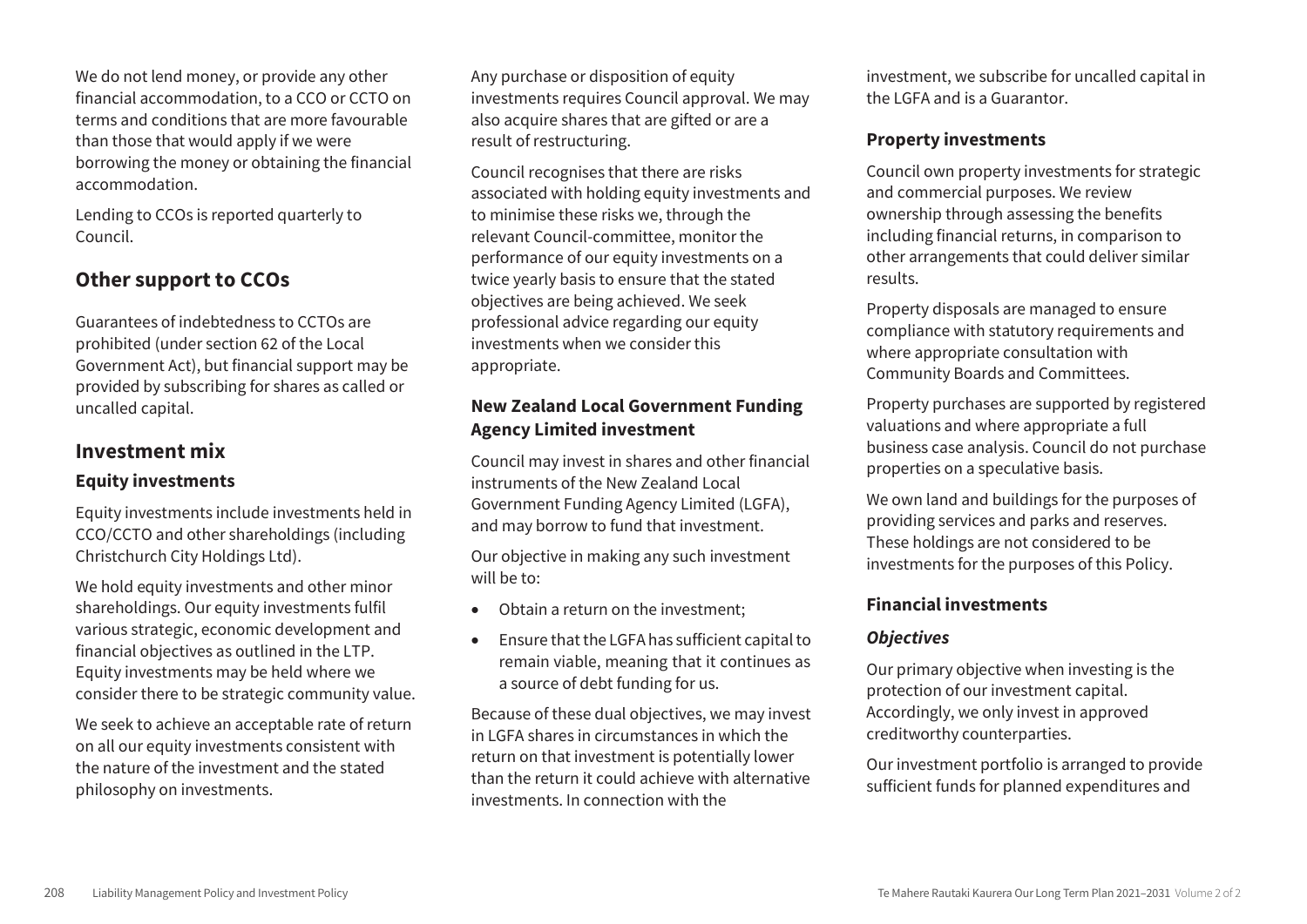We do not lend money, or provide any other financial accommodation, to a CCO or CCTO on terms and conditions that are more favourable than those that would apply if we were borrowing the money or obtaining the financial accommodation.

Lending to CCOs is reported quarterly to Council.

## Other support to CCOs

Guarantees of indebtedness to CCTOs are prohibited (under section 62 of the Local Government Act), but financial support may be provided by subscribing for shares as called or uncalled capital.

## Investment mix

### Equity investments

Equity investments include investments held in CCO/CCTO and other shareholdings (including Christchurch City Holdings Ltd).

We hold equity investments and other minor shareholdings. Our equity investments fulfil various strategic, economic development and financial objectives as outlined in the LTP. Equity investments may be held where we consider there to be strategic community value.

We seek to achieve an acceptable rate of return on all our equity investments consistent with the nature of the investment and the stated philosophy on investments.

Any purchase or disposition of equity investments requires Council approval. We may also acquire shares that are gifted or are a result of restructuring.

Council recognises that there are risks associated with holding equity investments and to minimise these risks we, through the relevant Council-committee, monitor the performance of our equity investments on a twice yearly basis to ensure that the stated objectives are being achieved. We seek professional advice regarding our equity investments when we consider this appropriate.

### New Zealand Local Government Funding Agency Limited investment

Council may invest in shares and other financial instruments of the New Zealand Local Government Funding Agency Limited (LGFA), and may borrow to fund that investment.

Our objective in making any such investment will be to:

- Obtain a return on the investment;
- Ensure that the LGFA has sufficient capital to remain viable, meaning that it continues as a source of debt funding for us.

Because of these dual objectives, we may invest in LGFA shares in circumstances in which the return on that investment is potentially lower than the return it could achieve with alternative investments. In connection with the investment, we subscribe for uncalled capital in the LGFA and is a Guarantor.

### Property investments

Council own property investments for strategic and commercial purposes. We review ownership through assessing the benefits including financial returns, in comparison to other arrangements that could deliver similar results.

Property disposals are managed to ensure compliance with statutory requirements and where appropriate consultation with Community Boards and Committees.

Property purchases are supported by registered valuations and where appropriate a full business case analysis. Council do not purchase properties on a speculative basis.

We own land and buildings for the purposes of providing services and parks and reserves. These holdings are not considered to be investments for the purposes of this Policy.

### Financial investments

#### *Objectives*

Our primary objective when investing is the protection of our investment capital. Accordingly, we only invest in approved creditworthy counterparties.

Our investment portfolio is arranged to provide sufficient funds for planned expenditures and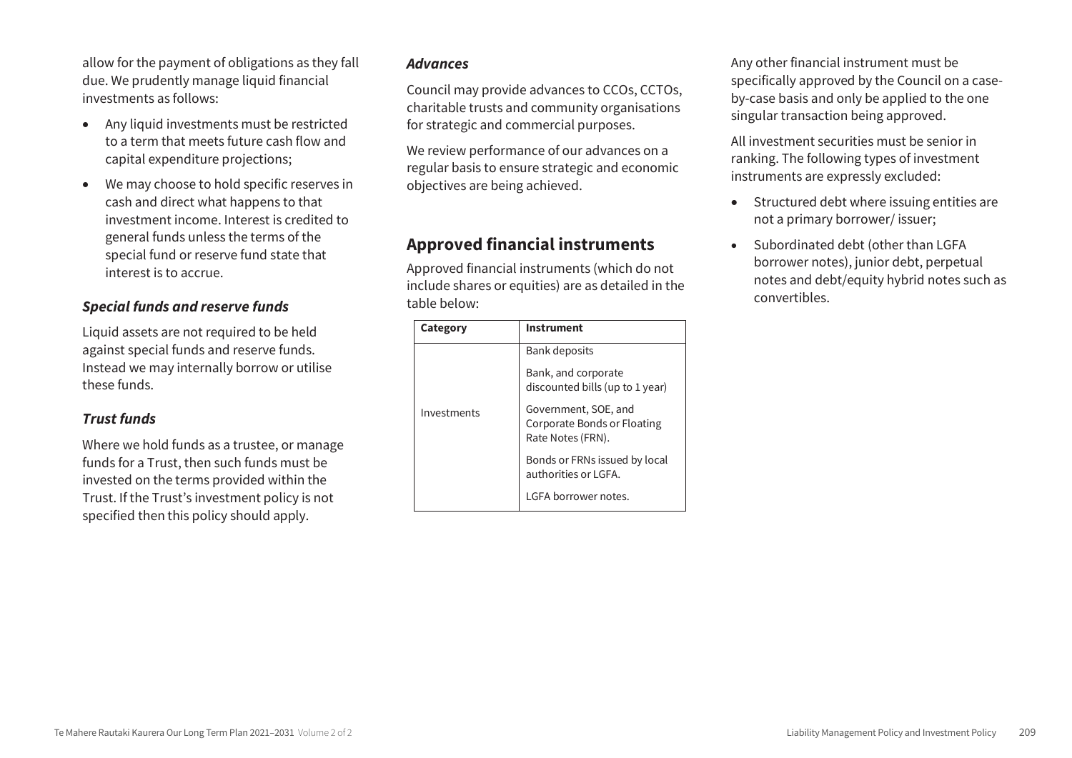allow for the payment of obligations as they fall due. We prudently manage liquid financial investments as follows:

- Any liquid investments must be restricted to a term that meets future cash flow and capital expenditure projections;
- We may choose to hold specific reserves in cash and direct what happens to that investment income. Interest is credited to general funds unless the terms of the special fund or reserve fund state that interest is to accrue.

### *Special funds and reserve funds*

Liquid assets are not required to be held against special funds and reserve funds. Instead we may internally borrow or utilise these funds.

### *Trust funds*

Where we hold funds as a trustee, or manage funds for a Trust, then such funds must be invested on the terms provided within the Trust. If the Trust's investment policy is not specified then this policy should apply.

### *Advances*

Council may provide advances to CCOs, CCTOs, charitable trusts and community organisations for strategic and commercial purposes.

We review performance of our advances on a regular basis to ensure strategic and economic objectives are being achieved.

## Approved financial instruments

Approved financial instruments (which do not include shares or equities) are as detailed in the table below:

| Category | Instrument |
|---|---|
| Investments | Bank deposits |
| | Bank, and corporate discounted bills (up to 1 year) |
| | Government, SOE, and Corporate Bonds or Floating Rate Notes (FRN). |
| | Bonds or FRNs issued by local authorities or LGFA. |
| | LGFA borrower notes. |

Any other financial instrument must be specifically approved by the Council on a case-by-case basis and only be applied to the one singular transaction being approved.

All investment securities must be senior in ranking. The following types of investment instruments are expressly excluded:

- Structured debt where issuing entities are not a primary borrower/ issuer;
- Subordinated debt (other than LGFA borrower notes), junior debt, perpetual notes and debt/equity hybrid notes such as convertibles.